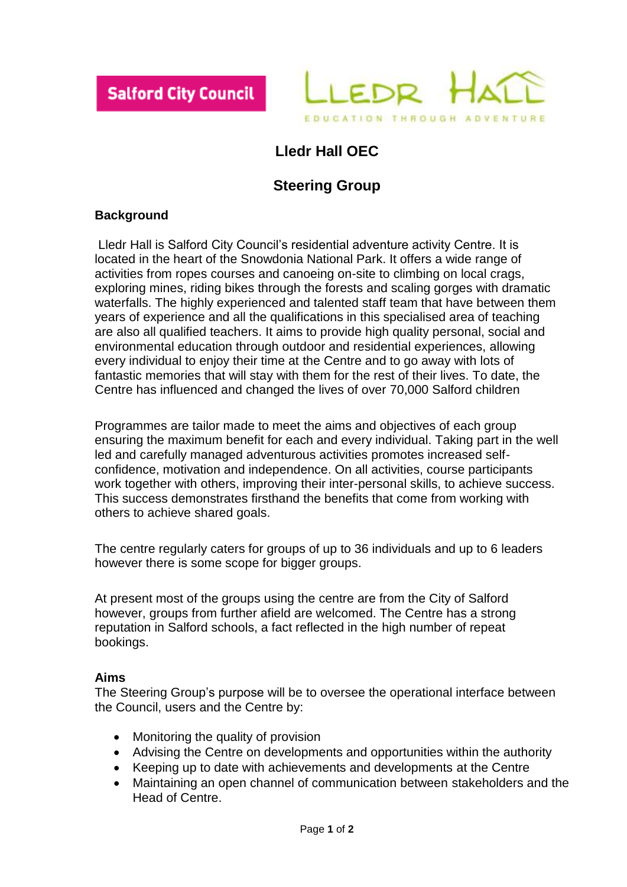# Lledr Hall OEC

## Steering Group

### Background

Lledr Hall is Salford City Council's residential adventure activity Centre. It is located in the heart of the Snowdonia National Park. It offers a wide range of activities from ropes courses and canoeing on-site to climbing on local crags, exploring mines, riding bikes through the forests and scaling gorges with dramatic waterfalls. The highly experienced and talented staff team that have between them years of experience and all the qualifications in this specialised area of teaching are also all qualified teachers. It aims to provide high quality personal, social and environmental education through outdoor and residential experiences, allowing every individual to enjoy their time at the Centre and to go away with lots of fantastic memories that will stay with them for the rest of their lives. To date, the Centre has influenced and changed the lives of over 70,000 Salford children

Programmes are tailor made to meet the aims and objectives of each group ensuring the maximum benefit for each and every individual. Taking part in the well led and carefully managed adventurous activities promotes increased self-confidence, motivation and independence. On all activities, course participants work together with others, improving their inter-personal skills, to achieve success. This success demonstrates firsthand the benefits that come from working with others to achieve shared goals.

The centre regularly caters for groups of up to 36 individuals and up to 6 leaders however there is some scope for bigger groups.

At present most of the groups using the centre are from the City of Salford however, groups from further afield are welcomed. The Centre has a strong reputation in Salford schools, a fact reflected in the high number of repeat bookings.

### Aims

The Steering Group's purpose will be to oversee the operational interface between the Council, users and the Centre by:

- Monitoring the quality of provision
- Advising the Centre on developments and opportunities within the authority
- Keeping up to date with achievements and developments at the Centre
- Maintaining an open channel of communication between stakeholders and the Head of Centre.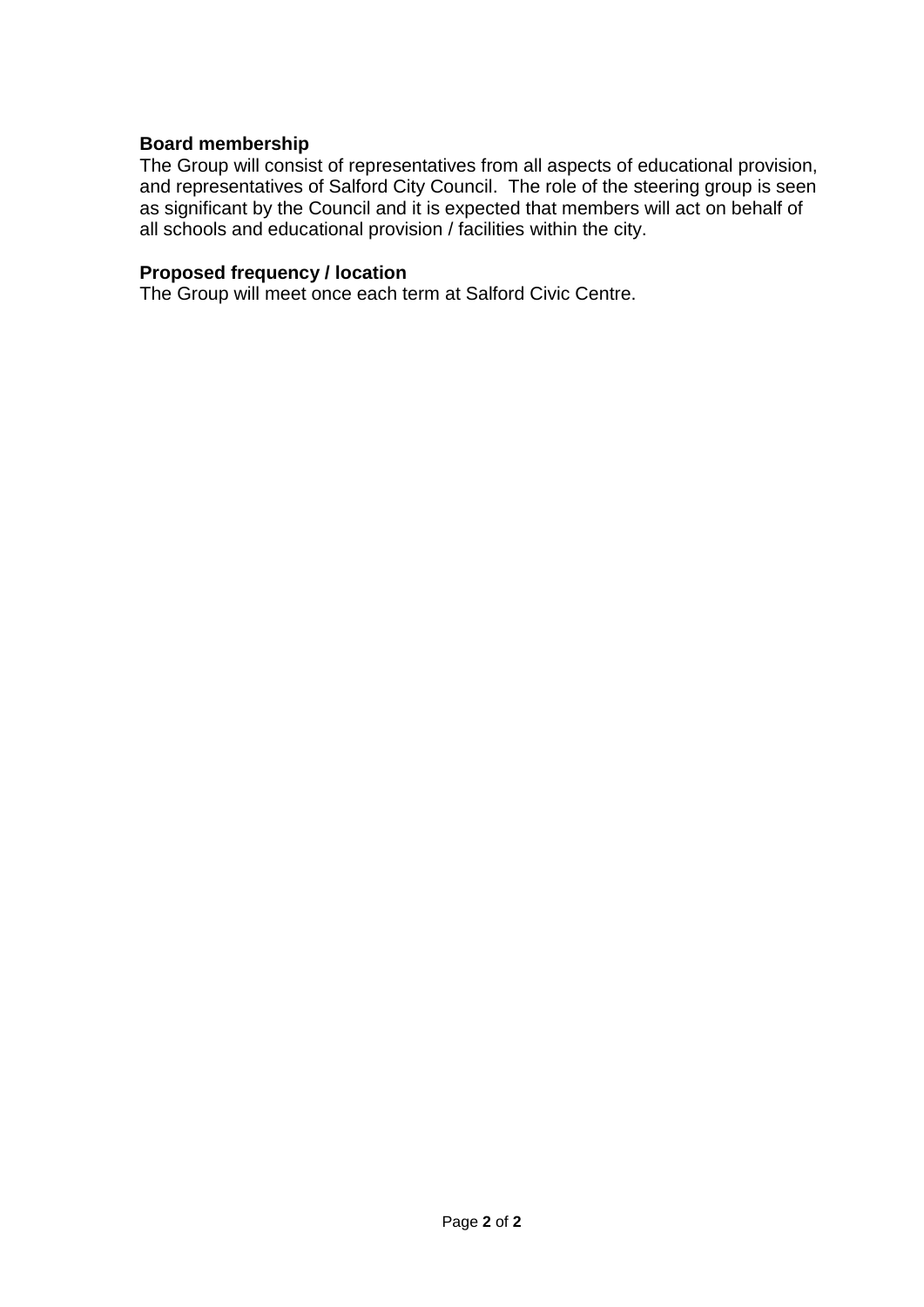**Board membership**

The Group will consist of representatives from all aspects of educational provision, and representatives of Salford City Council. The role of the steering group is seen as significant by the Council and it is expected that members will act on behalf of all schools and educational provision / facilities within the city.

**Proposed frequency / location**

The Group will meet once each term at Salford Civic Centre.